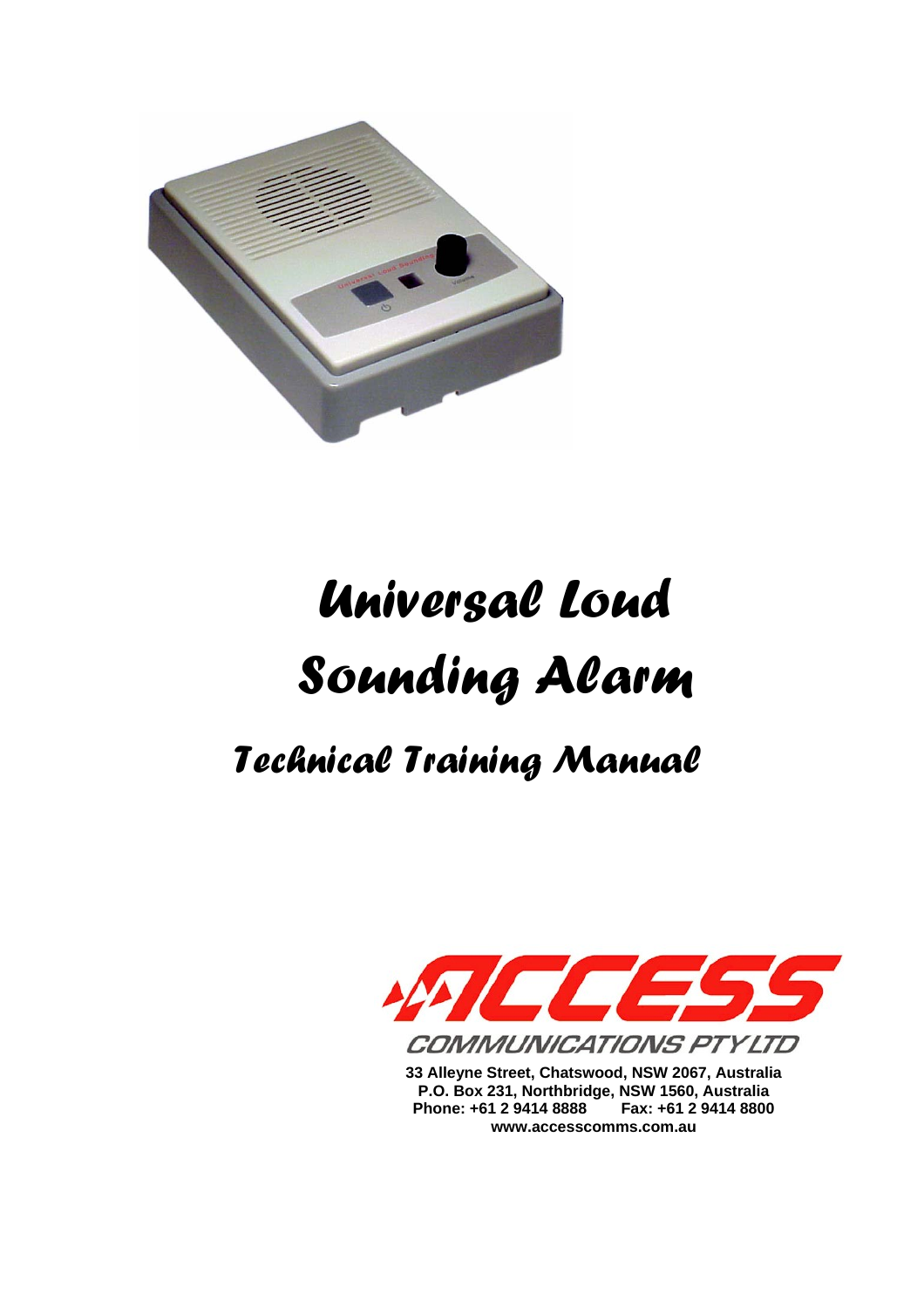# Universal Loud Sounding Alarm

## Technical Training Manual

ACCESS COMMUNICATIONS PTY LTD

**33 Alleyne Street, Chatswood, NSW 2067, Australia**
**P.O. Box 231, Northbridge, NSW 1560, Australia**
**Phone: +61 2 9414 8888 Fax: +61 2 9414 8800**
**www.accesscomms.com.au**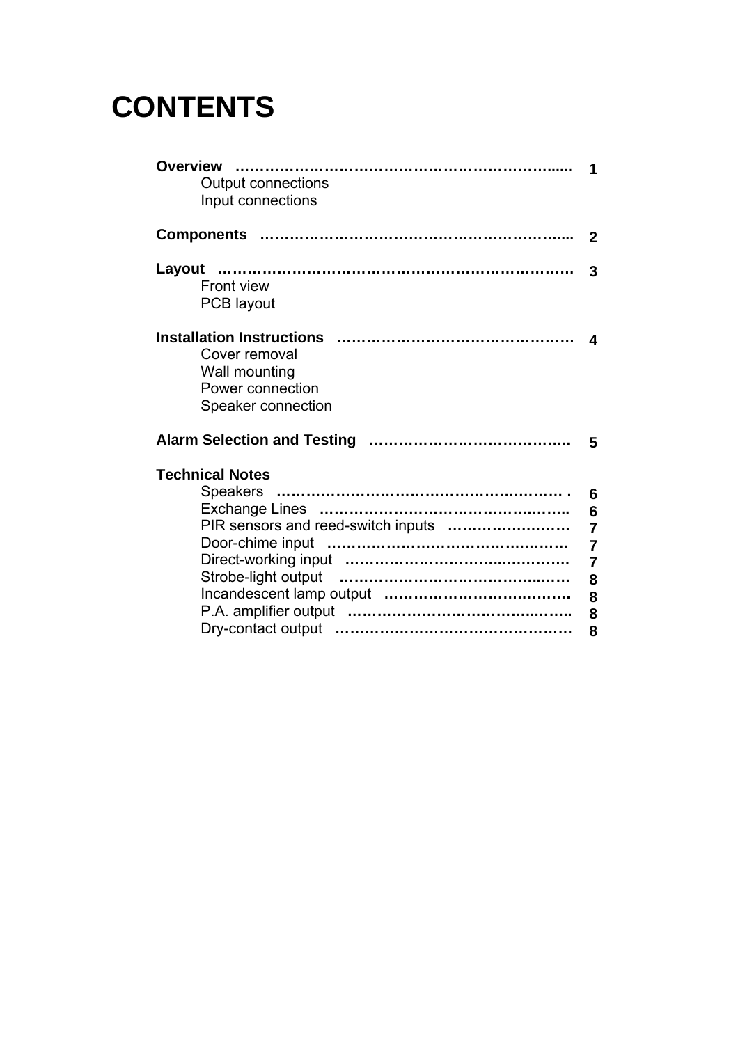# CONTENTS

**Overview** …………………………………………………………...... **1**

- Output connections
- Input connections

**Components** …………………………………………………….... **2**

**Layout** ……………………………………………………………… **3**

- Front view
- PCB layout

**Installation Instructions** ………………………………………… **4**

- Cover removal
- Wall mounting
- Power connection
- Speaker connection

**Alarm Selection and Testing** ………………………………….. **5**

**Technical Notes**

- Speakers ………………………………………………… . **6**
- Exchange Lines ………………………………………….. **6**
- PIR sensors and reed-switch inputs …………………… **7**
- Door-chime input ……………………………………… **7**
- Direct-working input ……………………………………. **7**
- Strobe-light output ……………………………………… **8**
- Incandescent lamp output ……………………………… **8**
- P.A. amplifier output …………………………………….. **8**
- Dry-contact output ………………………………………. **8**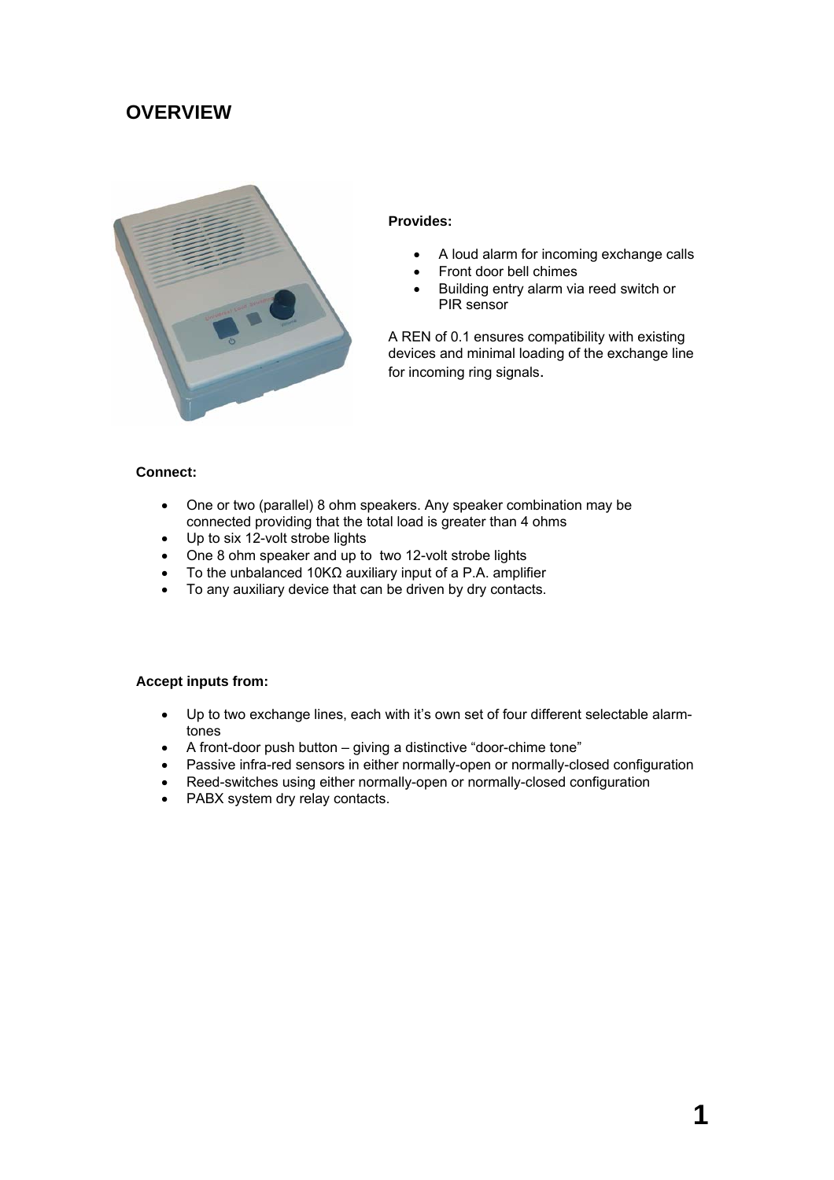# OVERVIEW

**Provides:**

- A loud alarm for incoming exchange calls
- Front door bell chimes
- Building entry alarm via reed switch or PIR sensor

A REN of 0.1 ensures compatibility with existing devices and minimal loading of the exchange line for incoming ring signals.

**Connect:**

- One or two (parallel) 8 ohm speakers. Any speaker combination may be connected providing that the total load is greater than 4 ohms
- Up to six 12-volt strobe lights
- One 8 ohm speaker and up to two 12-volt strobe lights
- To the unbalanced 10KΩ auxiliary input of a P.A. amplifier
- To any auxiliary device that can be driven by dry contacts.

**Accept inputs from:**

- Up to two exchange lines, each with it's own set of four different selectable alarm-tones
- A front-door push button – giving a distinctive "door-chime tone"
- Passive infra-red sensors in either normally-open or normally-closed configuration
- Reed-switches using either normally-open or normally-closed configuration
- PABX system dry relay contacts.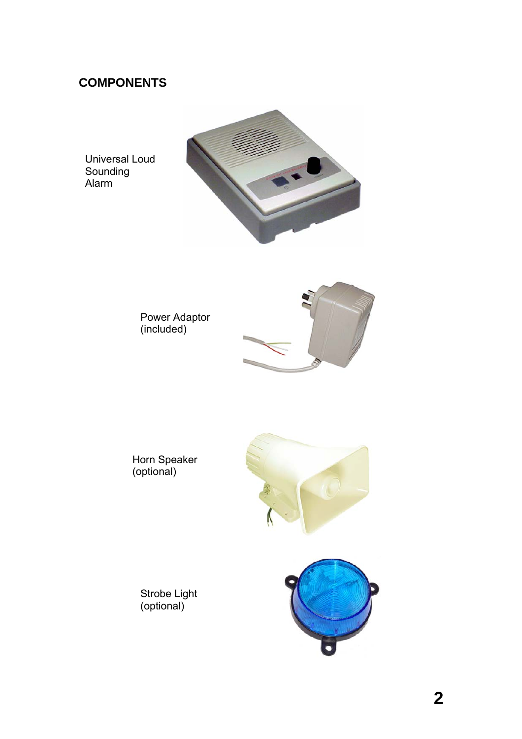## COMPONENTS

Universal Loud Sounding Alarm

Power Adaptor (included)

Horn Speaker (optional)

Strobe Light (optional)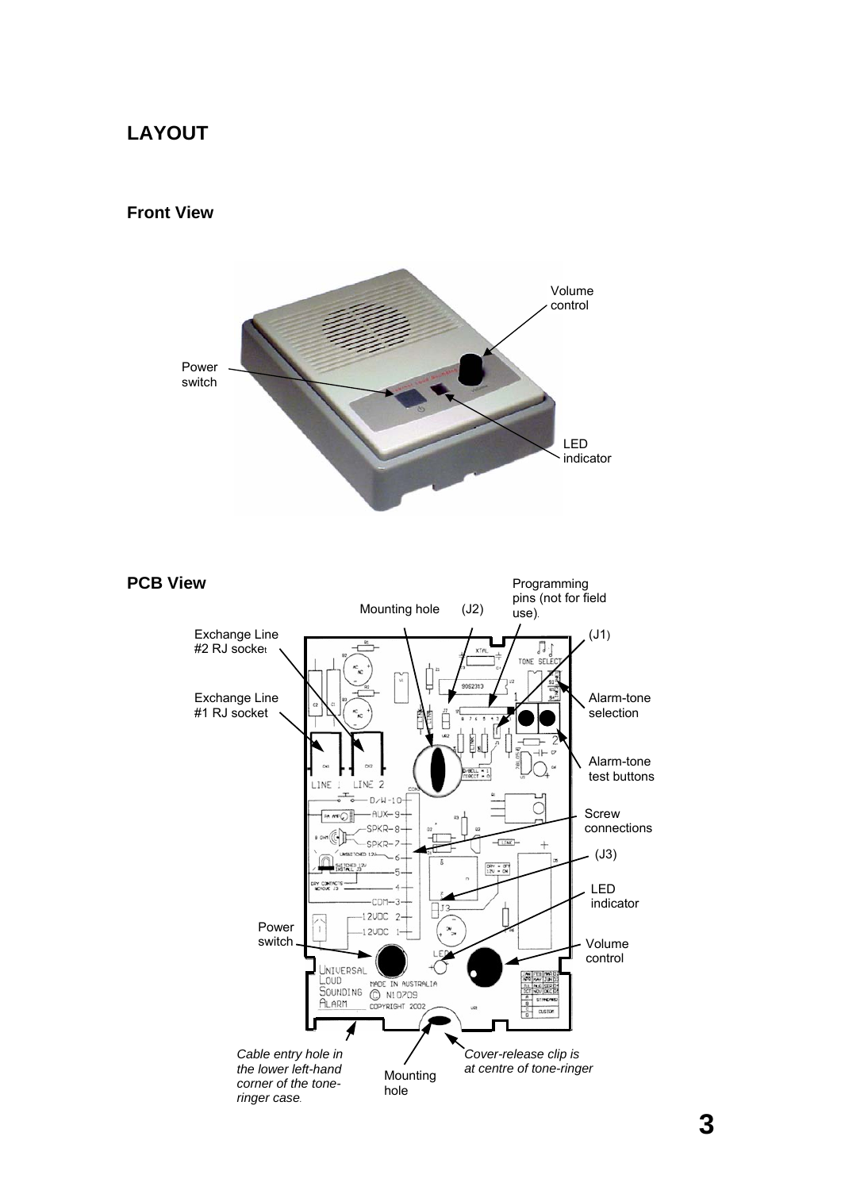## LAYOUT

### Front View

### PCB View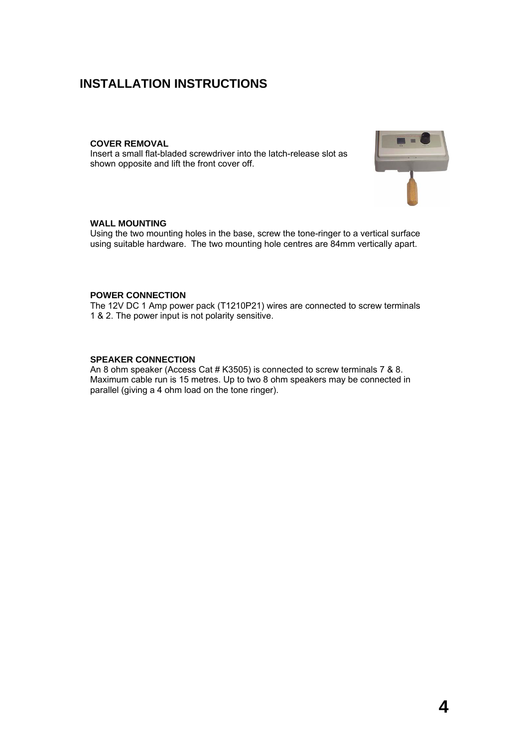# INSTALLATION INSTRUCTIONS

### COVER REMOVAL

Insert a small flat-bladed screwdriver into the latch-release slot as shown opposite and lift the front cover off.

### WALL MOUNTING

Using the two mounting holes in the base, screw the tone-ringer to a vertical surface using suitable hardware. The two mounting hole centres are 84mm vertically apart.

### POWER CONNECTION

The 12V DC 1 Amp power pack (T1210P21) wires are connected to screw terminals 1 & 2. The power input is not polarity sensitive.

### SPEAKER CONNECTION

An 8 ohm speaker (Access Cat # K3505) is connected to screw terminals 7 & 8. Maximum cable run is 15 metres. Up to two 8 ohm speakers may be connected in parallel (giving a 4 ohm load on the tone ringer).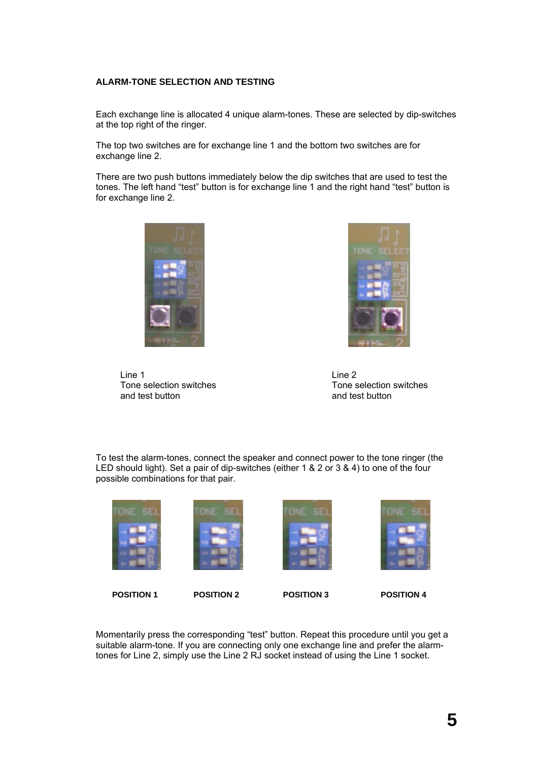## ALARM-TONE SELECTION AND TESTING

Each exchange line is allocated 4 unique alarm-tones. These are selected by dip-switches at the top right of the ringer.

The top two switches are for exchange line 1 and the bottom two switches are for exchange line 2.

There are two push buttons immediately below the dip switches that are used to test the tones. The left hand “test” button is for exchange line 1 and the right hand “test” button is for exchange line 2.

Line 1
Tone selection switches
and test button

Line 2
Tone selection switches
and test button

To test the alarm-tones, connect the speaker and connect power to the tone ringer (the LED should light). Set a pair of dip-switches (either 1 & 2 or 3 & 4) to one of the four possible combinations for that pair.

**POSITION 1** **POSITION 2** **POSITION 3** **POSITION 4**

Momentarily press the corresponding “test” button. Repeat this procedure until you get a suitable alarm-tone. If you are connecting only one exchange line and prefer the alarm-tones for Line 2, simply use the Line 2 RJ socket instead of using the Line 1 socket.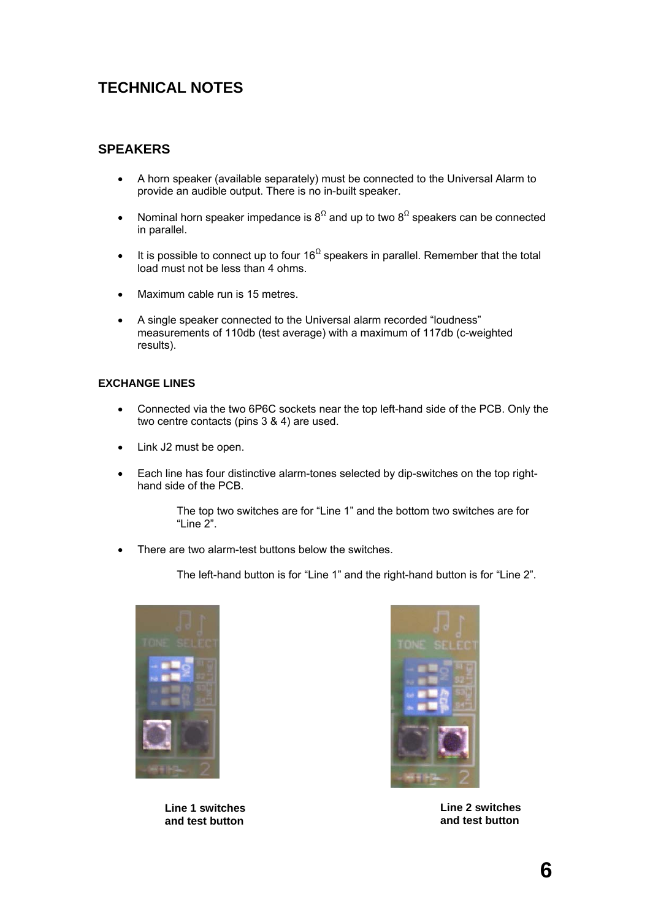# TECHNICAL NOTES

## SPEAKERS

- A horn speaker (available separately) must be connected to the Universal Alarm to provide an audible output. There is no in-built speaker.
- Nominal horn speaker impedance is $8^{\Omega}$ and up to two $8^{\Omega}$ speakers can be connected in parallel.
- It is possible to connect up to four $16^{\Omega}$ speakers in parallel. Remember that the total load must not be less than 4 ohms.
- Maximum cable run is 15 metres.
- A single speaker connected to the Universal alarm recorded “loudness” measurements of 110db (test average) with a maximum of 117db (c-weighted results).

### EXCHANGE LINES

- Connected via the two 6P6C sockets near the top left-hand side of the PCB. Only the two centre contacts (pins 3 & 4) are used.
- Link J2 must be open.
- Each line has four distinctive alarm-tones selected by dip-switches on the top right-hand side of the PCB.

  The top two switches are for “Line 1” and the bottom two switches are for “Line 2”.

- There are two alarm-test buttons below the switches.

  The left-hand button is for “Line 1” and the right-hand button is for “Line 2”.

**Line 1 switches and test button**

**Line 2 switches and test button**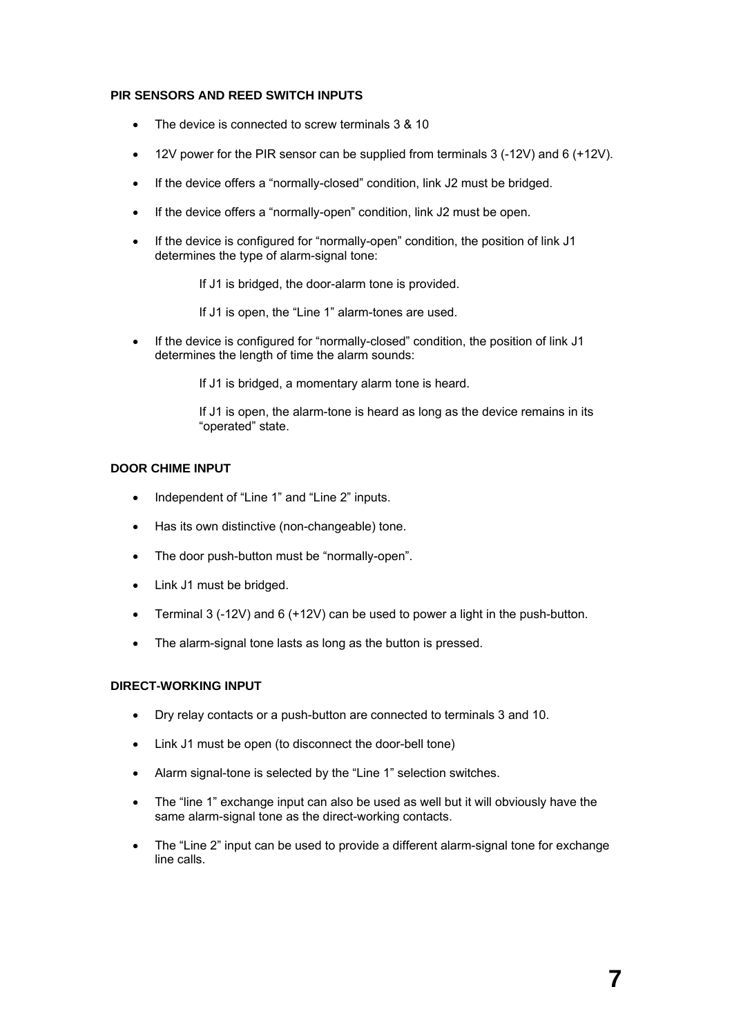### PIR SENSORS AND REED SWITCH INPUTS

- The device is connected to screw terminals 3 & 10
- 12V power for the PIR sensor can be supplied from terminals 3 (-12V) and 6 (+12V).
- If the device offers a "normally-closed" condition, link J2 must be bridged.
- If the device offers a "normally-open" condition, link J2 must be open.
- If the device is configured for "normally-open" condition, the position of link J1 determines the type of alarm-signal tone:

  If J1 is bridged, the door-alarm tone is provided.

  If J1 is open, the "Line 1" alarm-tones are used.

- If the device is configured for "normally-closed" condition, the position of link J1 determines the length of time the alarm sounds:

  If J1 is bridged, a momentary alarm tone is heard.

  If J1 is open, the alarm-tone is heard as long as the device remains in its "operated" state.

### DOOR CHIME INPUT

- Independent of "Line 1" and "Line 2" inputs.
- Has its own distinctive (non-changeable) tone.
- The door push-button must be "normally-open".
- Link J1 must be bridged.
- Terminal 3 (-12V) and 6 (+12V) can be used to power a light in the push-button.
- The alarm-signal tone lasts as long as the button is pressed.

### DIRECT-WORKING INPUT

- Dry relay contacts or a push-button are connected to terminals 3 and 10.
- Link J1 must be open (to disconnect the door-bell tone)
- Alarm signal-tone is selected by the "Line 1" selection switches.
- The "line 1" exchange input can also be used as well but it will obviously have the same alarm-signal tone as the direct-working contacts.
- The "Line 2" input can be used to provide a different alarm-signal tone for exchange line calls.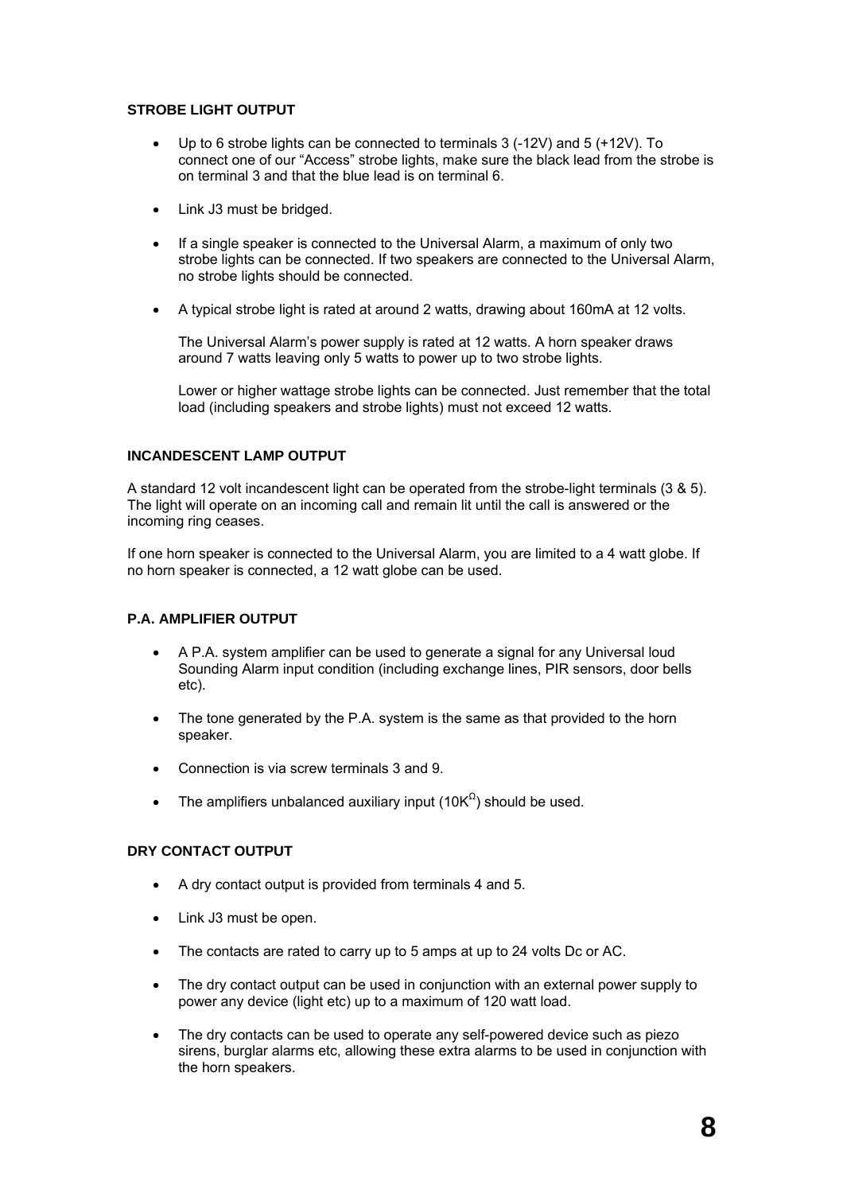### STROBE LIGHT OUTPUT

- Up to 6 strobe lights can be connected to terminals 3 (-12V) and 5 (+12V). To connect one of our "Access" strobe lights, make sure the black lead from the strobe is on terminal 3 and that the blue lead is on terminal 6.
- Link J3 must be bridged.
- If a single speaker is connected to the Universal Alarm, a maximum of only two strobe lights can be connected. If two speakers are connected to the Universal Alarm, no strobe lights should be connected.
- A typical strobe light is rated at around 2 watts, drawing about 160mA at 12 volts.

  The Universal Alarm's power supply is rated at 12 watts. A horn speaker draws around 7 watts leaving only 5 watts to power up to two strobe lights.

  Lower or higher wattage strobe lights can be connected. Just remember that the total load (including speakers and strobe lights) must not exceed 12 watts.

### INCANDESCENT LAMP OUTPUT

A standard 12 volt incandescent light can be operated from the strobe-light terminals (3 & 5). The light will operate on an incoming call and remain lit until the call is answered or the incoming ring ceases.

If one horn speaker is connected to the Universal Alarm, you are limited to a 4 watt globe. If no horn speaker is connected, a 12 watt globe can be used.

### P.A. AMPLIFIER OUTPUT

- A P.A. system amplifier can be used to generate a signal for any Universal loud Sounding Alarm input condition (including exchange lines, PIR sensors, door bells etc).
- The tone generated by the P.A. system is the same as that provided to the horn speaker.
- Connection is via screw terminals 3 and 9.
- The amplifiers unbalanced auxiliary input ($10K^{\Omega}$) should be used.

### DRY CONTACT OUTPUT

- A dry contact output is provided from terminals 4 and 5.
- Link J3 must be open.
- The contacts are rated to carry up to 5 amps at up to 24 volts Dc or AC.
- The dry contact output can be used in conjunction with an external power supply to power any device (light etc) up to a maximum of 120 watt load.
- The dry contacts can be used to operate any self-powered device such as piezo sirens, burglar alarms etc, allowing these extra alarms to be used in conjunction with the horn speakers.